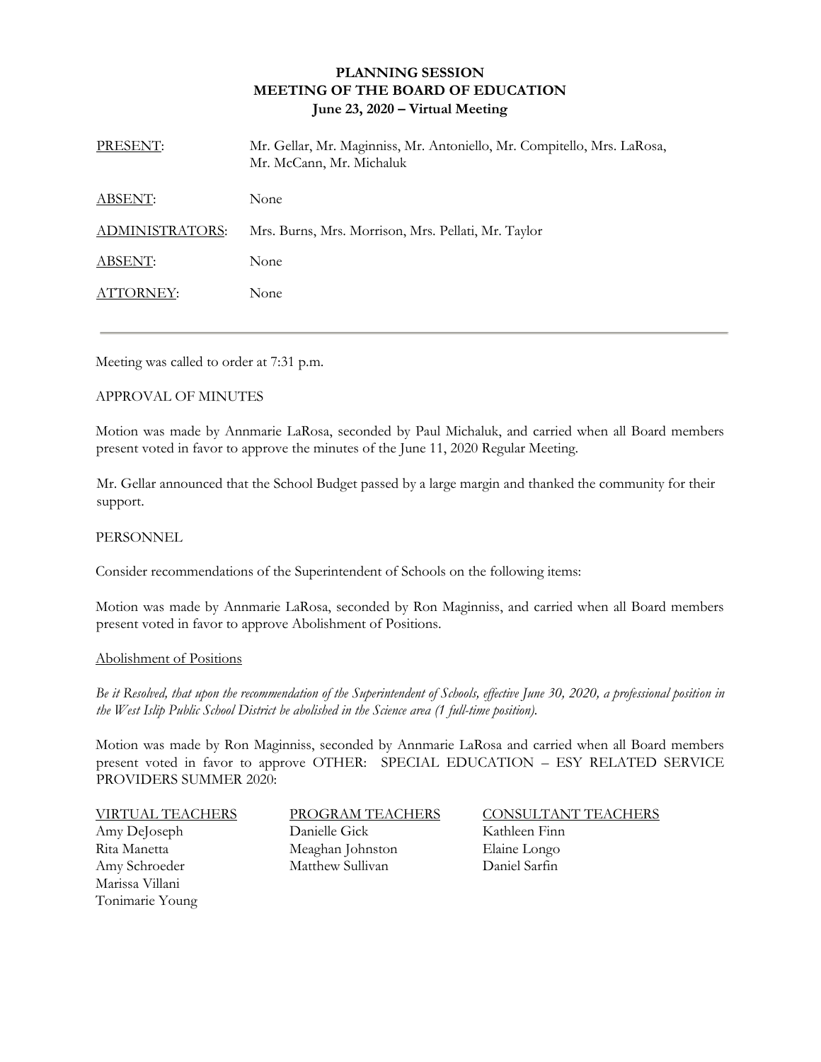# PLANNING SESSION
## MEETING OF THE BOARD OF EDUCATION
### June 23, 2020 – Virtual Meeting

| | |
|---|---|
| PRESENT: | Mr. Gellar, Mr. Maginniss, Mr. Antoniello, Mr. Compitello, Mrs. LaRosa, Mr. McCann, Mr. Michaluk |
| ABSENT: | None |
| ADMINISTRATORS: | Mrs. Burns, Mrs. Morrison, Mrs. Pellati, Mr. Taylor |
| ABSENT: | None |
| ATTORNEY: | None |

---

Meeting was called to order at 7:31 p.m.

APPROVAL OF MINUTES

Motion was made by Annmarie LaRosa, seconded by Paul Michaluk, and carried when all Board members present voted in favor to approve the minutes of the June 11, 2020 Regular Meeting.

Mr. Gellar announced that the School Budget passed by a large margin and thanked the community for their support.

PERSONNEL

Consider recommendations of the Superintendent of Schools on the following items:

Motion was made by Annmarie LaRosa, seconded by Ron Maginniss, and carried when all Board members present voted in favor to approve Abolishment of Positions.

Abolishment of Positions

*Be it Resolved, that upon the recommendation of the Superintendent of Schools, effective June 30, 2020, a professional position in the West Islip Public School District be abolished in the Science area (1 full-time position).*

Motion was made by Ron Maginniss, seconded by Annmarie LaRosa and carried when all Board members present voted in favor to approve OTHER: SPECIAL EDUCATION – ESY RELATED SERVICE PROVIDERS SUMMER 2020:

| VIRTUAL TEACHERS | PROGRAM TEACHERS | CONSULTANT TEACHERS |
|---|---|---|
| Amy DeJoseph | Danielle Gick | Kathleen Finn |
| Rita Manetta | Meaghan Johnston | Elaine Longo |
| Amy Schroeder | Matthew Sullivan | Daniel Sarfin |
| Marissa Villani | | |
| Tonimarie Young | | |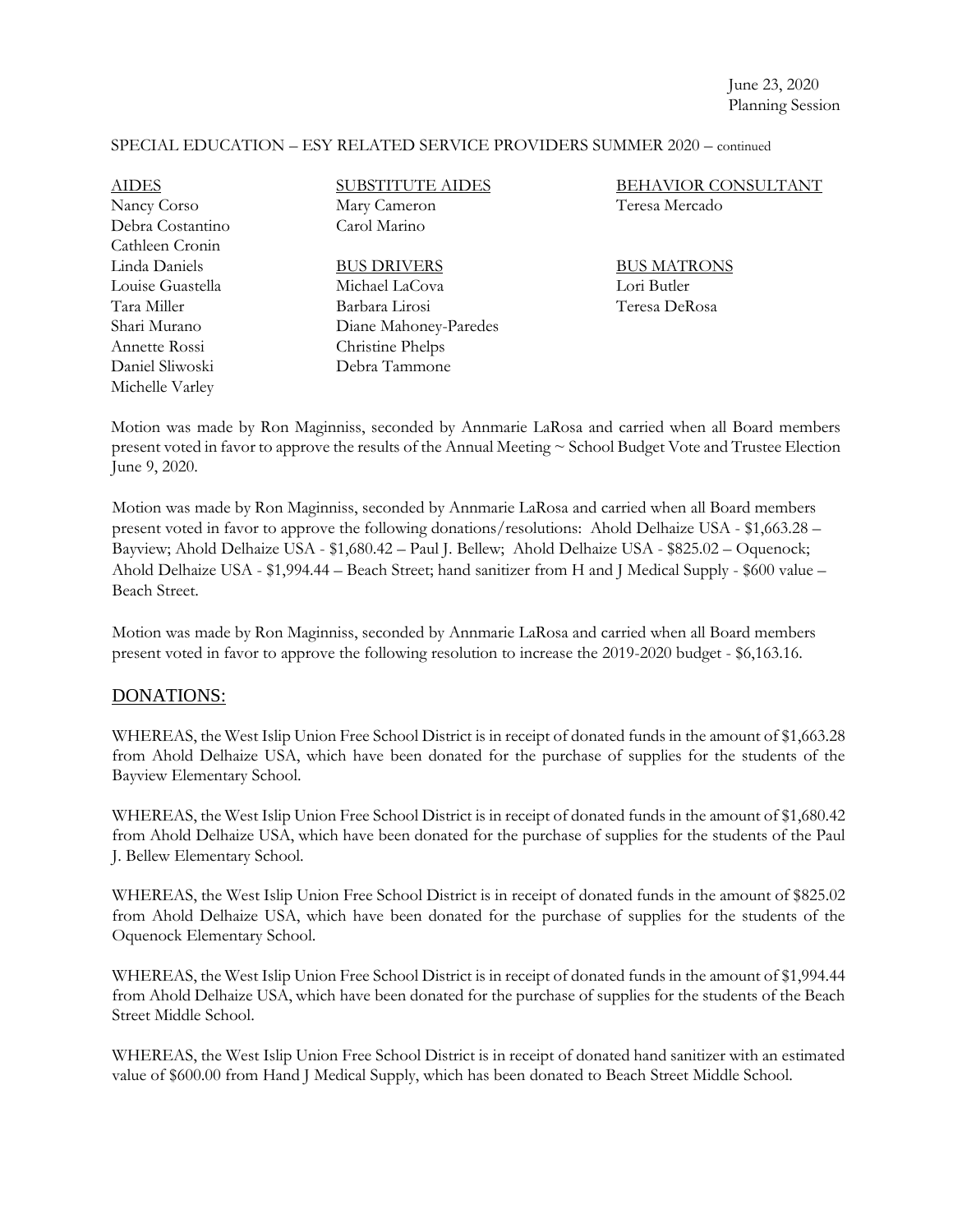SPECIAL EDUCATION – ESY RELATED SERVICE PROVIDERS SUMMER 2020 – continued

AIDES
Nancy Corso
Debra Costantino
Cathleen Cronin
Linda Daniels
Louise Guastella
Tara Miller
Shari Murano
Annette Rossi
Daniel Sliwoski
Michelle Varley

SUBSTITUTE AIDES
Mary Cameron
Carol Marino

BUS DRIVERS
Michael LaCova
Barbara Lirosi
Diane Mahoney-Paredes
Christine Phelps
Debra Tammone

BEHAVIOR CONSULTANT
Teresa Mercado

BUS MATRONS
Lori Butler
Teresa DeRosa

Motion was made by Ron Maginniss, seconded by Annmarie LaRosa and carried when all Board members present voted in favor to approve the results of the Annual Meeting ~ School Budget Vote and Trustee Election June 9, 2020.

Motion was made by Ron Maginniss, seconded by Annmarie LaRosa and carried when all Board members present voted in favor to approve the following donations/resolutions: Ahold Delhaize USA - $1,663.28 – Bayview; Ahold Delhaize USA - $1,680.42 – Paul J. Bellew; Ahold Delhaize USA - $825.02 – Oquenock; Ahold Delhaize USA - $1,994.44 – Beach Street; hand sanitizer from H and J Medical Supply - $600 value – Beach Street.

Motion was made by Ron Maginniss, seconded by Annmarie LaRosa and carried when all Board members present voted in favor to approve the following resolution to increase the 2019-2020 budget - $6,163.16.

## DONATIONS:

WHEREAS, the West Islip Union Free School District is in receipt of donated funds in the amount of $1,663.28 from Ahold Delhaize USA, which have been donated for the purchase of supplies for the students of the Bayview Elementary School.

WHEREAS, the West Islip Union Free School District is in receipt of donated funds in the amount of $1,680.42 from Ahold Delhaize USA, which have been donated for the purchase of supplies for the students of the Paul J. Bellew Elementary School.

WHEREAS, the West Islip Union Free School District is in receipt of donated funds in the amount of $825.02 from Ahold Delhaize USA, which have been donated for the purchase of supplies for the students of the Oquenock Elementary School.

WHEREAS, the West Islip Union Free School District is in receipt of donated funds in the amount of $1,994.44 from Ahold Delhaize USA, which have been donated for the purchase of supplies for the students of the Beach Street Middle School.

WHEREAS, the West Islip Union Free School District is in receipt of donated hand sanitizer with an estimated value of $600.00 from Hand J Medical Supply, which has been donated to Beach Street Middle School.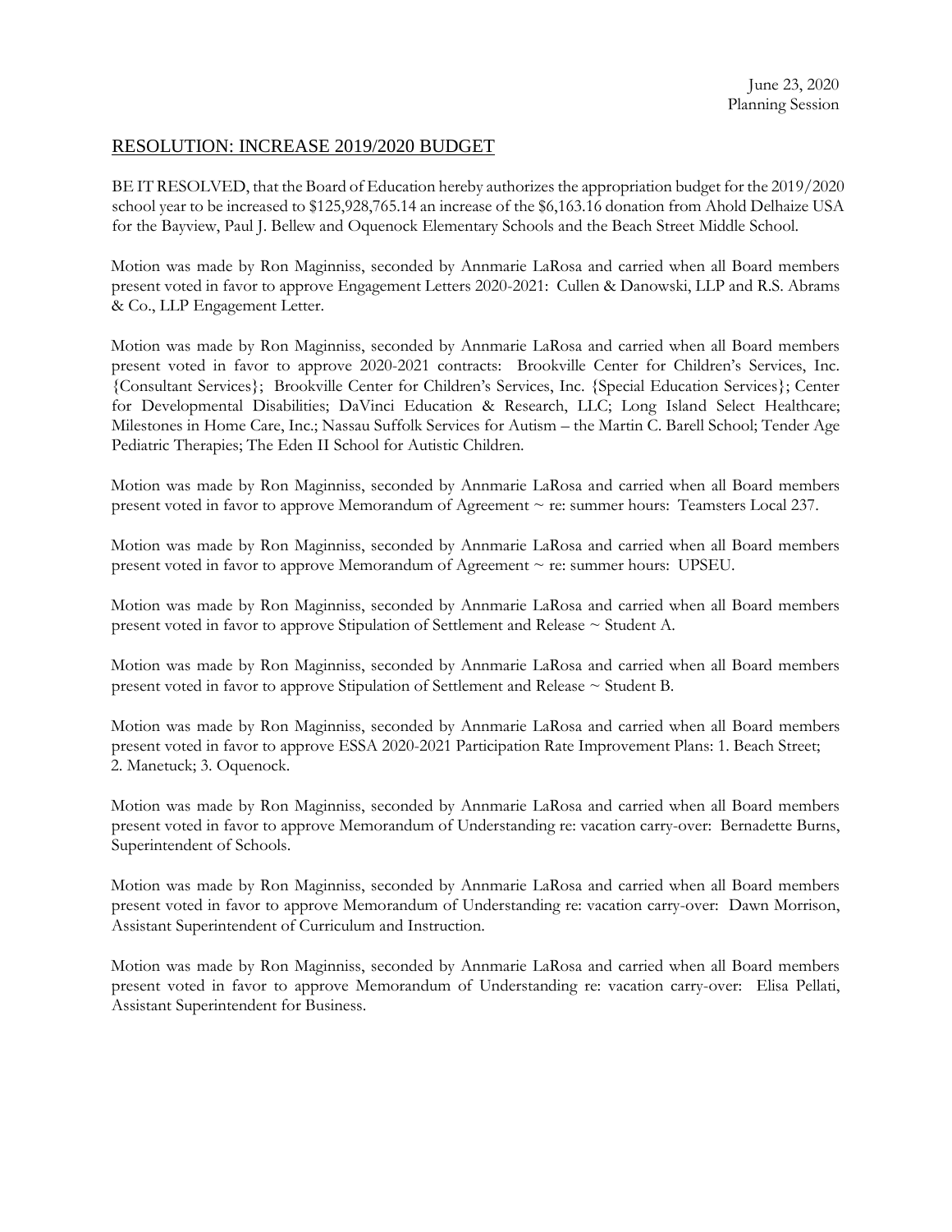June 23, 2020
Planning Session

## RESOLUTION: INCREASE 2019/2020 BUDGET

BE IT RESOLVED, that the Board of Education hereby authorizes the appropriation budget for the 2019/2020 school year to be increased to $125,928,765.14 an increase of the $6,163.16 donation from Ahold Delhaize USA for the Bayview, Paul J. Bellew and Oquenock Elementary Schools and the Beach Street Middle School.

Motion was made by Ron Maginniss, seconded by Annmarie LaRosa and carried when all Board members present voted in favor to approve Engagement Letters 2020-2021: Cullen & Danowski, LLP and R.S. Abrams & Co., LLP Engagement Letter.

Motion was made by Ron Maginniss, seconded by Annmarie LaRosa and carried when all Board members present voted in favor to approve 2020-2021 contracts: Brookville Center for Children's Services, Inc. {Consultant Services}; Brookville Center for Children's Services, Inc. {Special Education Services}; Center for Developmental Disabilities; DaVinci Education & Research, LLC; Long Island Select Healthcare; Milestones in Home Care, Inc.; Nassau Suffolk Services for Autism – the Martin C. Barell School; Tender Age Pediatric Therapies; The Eden II School for Autistic Children.

Motion was made by Ron Maginniss, seconded by Annmarie LaRosa and carried when all Board members present voted in favor to approve Memorandum of Agreement ~ re: summer hours: Teamsters Local 237.

Motion was made by Ron Maginniss, seconded by Annmarie LaRosa and carried when all Board members present voted in favor to approve Memorandum of Agreement ~ re: summer hours: UPSEU.

Motion was made by Ron Maginniss, seconded by Annmarie LaRosa and carried when all Board members present voted in favor to approve Stipulation of Settlement and Release ~ Student A.

Motion was made by Ron Maginniss, seconded by Annmarie LaRosa and carried when all Board members present voted in favor to approve Stipulation of Settlement and Release ~ Student B.

Motion was made by Ron Maginniss, seconded by Annmarie LaRosa and carried when all Board members present voted in favor to approve ESSA 2020-2021 Participation Rate Improvement Plans: 1. Beach Street; 2. Manetuck; 3. Oquenock.

Motion was made by Ron Maginniss, seconded by Annmarie LaRosa and carried when all Board members present voted in favor to approve Memorandum of Understanding re: vacation carry-over: Bernadette Burns, Superintendent of Schools.

Motion was made by Ron Maginniss, seconded by Annmarie LaRosa and carried when all Board members present voted in favor to approve Memorandum of Understanding re: vacation carry-over: Dawn Morrison, Assistant Superintendent of Curriculum and Instruction.

Motion was made by Ron Maginniss, seconded by Annmarie LaRosa and carried when all Board members present voted in favor to approve Memorandum of Understanding re: vacation carry-over: Elisa Pellati, Assistant Superintendent for Business.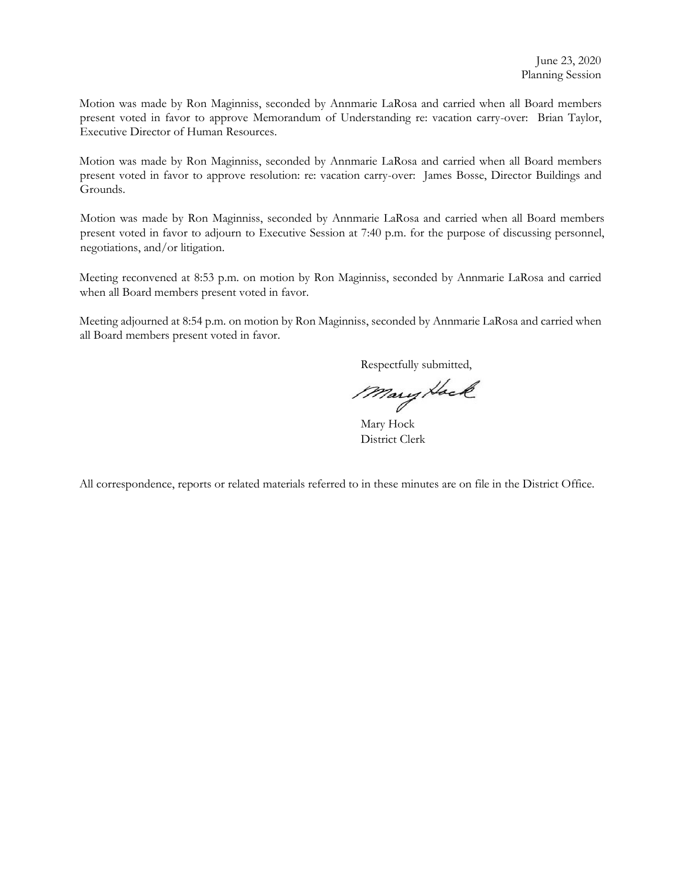June 23, 2020
Planning Session

Motion was made by Ron Maginniss, seconded by Annmarie LaRosa and carried when all Board members present voted in favor to approve Memorandum of Understanding re: vacation carry-over: Brian Taylor, Executive Director of Human Resources.

Motion was made by Ron Maginniss, seconded by Annmarie LaRosa and carried when all Board members present voted in favor to approve resolution: re: vacation carry-over: James Bosse, Director Buildings and Grounds.

Motion was made by Ron Maginniss, seconded by Annmarie LaRosa and carried when all Board members present voted in favor to adjourn to Executive Session at 7:40 p.m. for the purpose of discussing personnel, negotiations, and/or litigation.

Meeting reconvened at 8:53 p.m. on motion by Ron Maginniss, seconded by Annmarie LaRosa and carried when all Board members present voted in favor.

Meeting adjourned at 8:54 p.m. on motion by Ron Maginniss, seconded by Annmarie LaRosa and carried when all Board members present voted in favor.

Respectfully submitted,

Mary Hock

Mary Hock
District Clerk

All correspondence, reports or related materials referred to in these minutes are on file in the District Office.